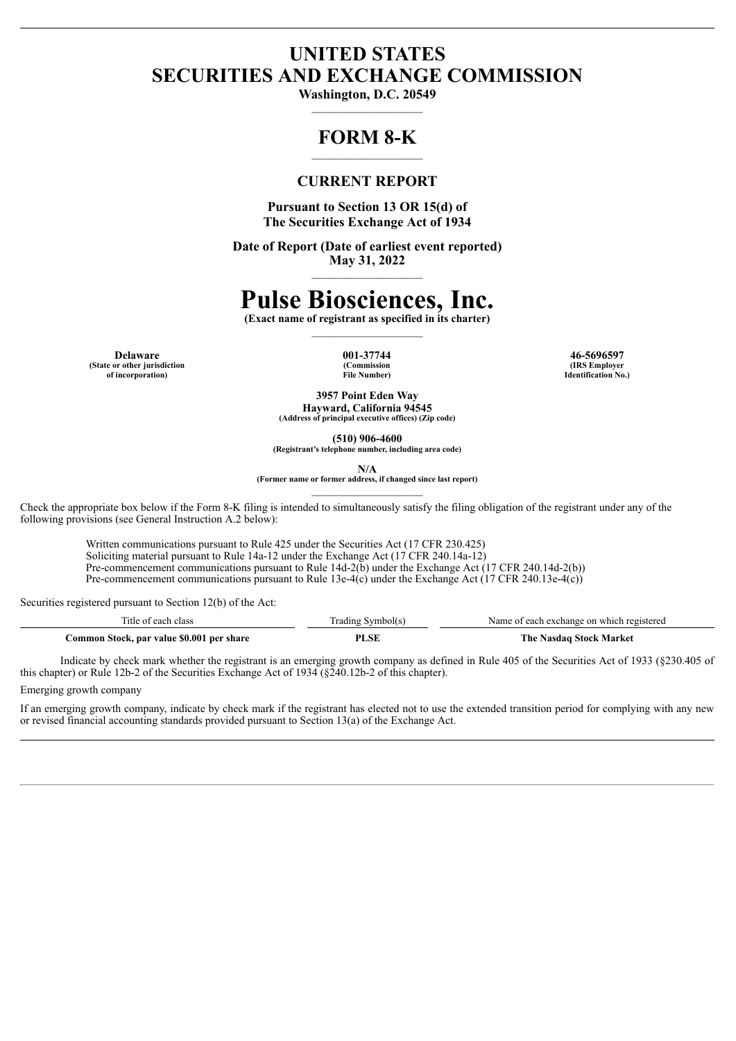# UNITED STATES
# SECURITIES AND EXCHANGE COMMISSION

**Washington, D.C. 20549**

## FORM 8-K

### CURRENT REPORT

**Pursuant to Section 13 OR 15(d) of**
**The Securities Exchange Act of 1934**

**Date of Report (Date of earliest event reported)**
**May 31, 2022**

# Pulse Biosciences, Inc.

**(Exact name of registrant as specified in its charter)**

| Delaware | 001-37744 | 46-5696597 |
|---|---|---|
| (State or other jurisdiction of incorporation) | (Commission File Number) | (IRS Employer Identification No.) |

**3957 Point Eden Way**
**Hayward, California 94545**
**(Address of principal executive offices) (Zip code)**

**(510) 906-4600**
**(Registrant's telephone number, including area code)**

**N/A**
**(Former name or former address, if changed since last report)**

Check the appropriate box below if the Form 8-K filing is intended to simultaneously satisfy the filing obligation of the registrant under any of the following provisions (see General Instruction A.2 below):

Written communications pursuant to Rule 425 under the Securities Act (17 CFR 230.425)
Soliciting material pursuant to Rule 14a-12 under the Exchange Act (17 CFR 240.14a-12)
Pre-commencement communications pursuant to Rule 14d-2(b) under the Exchange Act (17 CFR 240.14d-2(b))
Pre-commencement communications pursuant to Rule 13e-4(c) under the Exchange Act (17 CFR 240.13e-4(c))

Securities registered pursuant to Section 12(b) of the Act:

| Title of each class | Trading Symbol(s) | Name of each exchange on which registered |
|---|---|---|
| **Common Stock, par value $0.001 per share** | **PLSE** | **The Nasdaq Stock Market** |

Indicate by check mark whether the registrant is an emerging growth company as defined in Rule 405 of the Securities Act of 1933 (§230.405 of this chapter) or Rule 12b-2 of the Securities Exchange Act of 1934 (§240.12b-2 of this chapter).

Emerging growth company

If an emerging growth company, indicate by check mark if the registrant has elected not to use the extended transition period for complying with any new or revised financial accounting standards provided pursuant to Section 13(a) of the Exchange Act.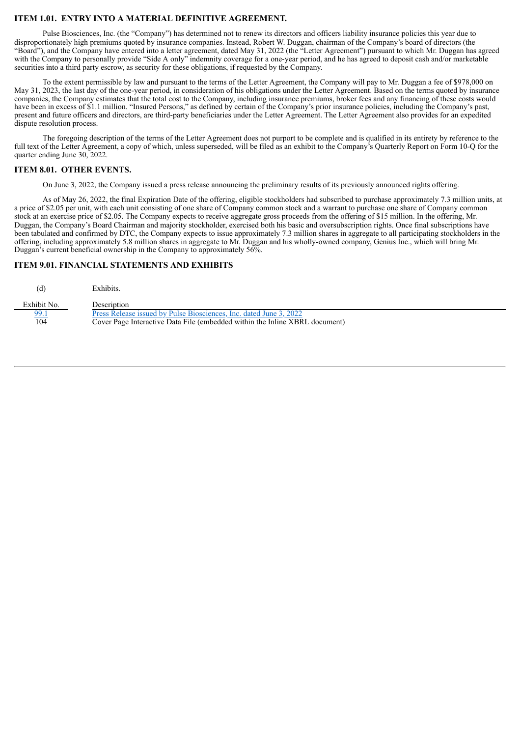## ITEM 1.01. ENTRY INTO A MATERIAL DEFINITIVE AGREEMENT.

Pulse Biosciences, Inc. (the "Company") has determined not to renew its directors and officers liability insurance policies this year due to disproportionately high premiums quoted by insurance companies. Instead, Robert W. Duggan, chairman of the Company's board of directors (the "Board"), and the Company have entered into a letter agreement, dated May 31, 2022 (the "Letter Agreement") pursuant to which Mr. Duggan has agreed with the Company to personally provide "Side A only" indemnity coverage for a one-year period, and he has agreed to deposit cash and/or marketable securities into a third party escrow, as security for these obligations, if requested by the Company.

To the extent permissible by law and pursuant to the terms of the Letter Agreement, the Company will pay to Mr. Duggan a fee of $978,000 on May 31, 2023, the last day of the one-year period, in consideration of his obligations under the Letter Agreement. Based on the terms quoted by insurance companies, the Company estimates that the total cost to the Company, including insurance premiums, broker fees and any financing of these costs would have been in excess of $1.1 million. "Insured Persons," as defined by certain of the Company's prior insurance policies, including the Company's past, present and future officers and directors, are third-party beneficiaries under the Letter Agreement. The Letter Agreement also provides for an expedited dispute resolution process.

The foregoing description of the terms of the Letter Agreement does not purport to be complete and is qualified in its entirety by reference to the full text of the Letter Agreement, a copy of which, unless superseded, will be filed as an exhibit to the Company's Quarterly Report on Form 10-Q for the quarter ending June 30, 2022.

## ITEM 8.01. OTHER EVENTS.

On June 3, 2022, the Company issued a press release announcing the preliminary results of its previously announced rights offering.

As of May 26, 2022, the final Expiration Date of the offering, eligible stockholders had subscribed to purchase approximately 7.3 million units, at a price of $2.05 per unit, with each unit consisting of one share of Company common stock and a warrant to purchase one share of Company common stock at an exercise price of $2.05. The Company expects to receive aggregate gross proceeds from the offering of $15 million. In the offering, Mr. Duggan, the Company's Board Chairman and majority stockholder, exercised both his basic and oversubscription rights. Once final subscriptions have been tabulated and confirmed by DTC, the Company expects to issue approximately 7.3 million shares in aggregate to all participating stockholders in the offering, including approximately 5.8 million shares in aggregate to Mr. Duggan and his wholly-owned company, Genius Inc., which will bring Mr. Duggan's current beneficial ownership in the Company to approximately 56%.

## ITEM 9.01. FINANCIAL STATEMENTS AND EXHIBITS

(d) Exhibits.

| Exhibit No. | Description |
|---|---|
| 99.1 | Press Release issued by Pulse Biosciences, Inc. dated June 3, 2022 |
| 104 | Cover Page Interactive Data File (embedded within the Inline XBRL document) |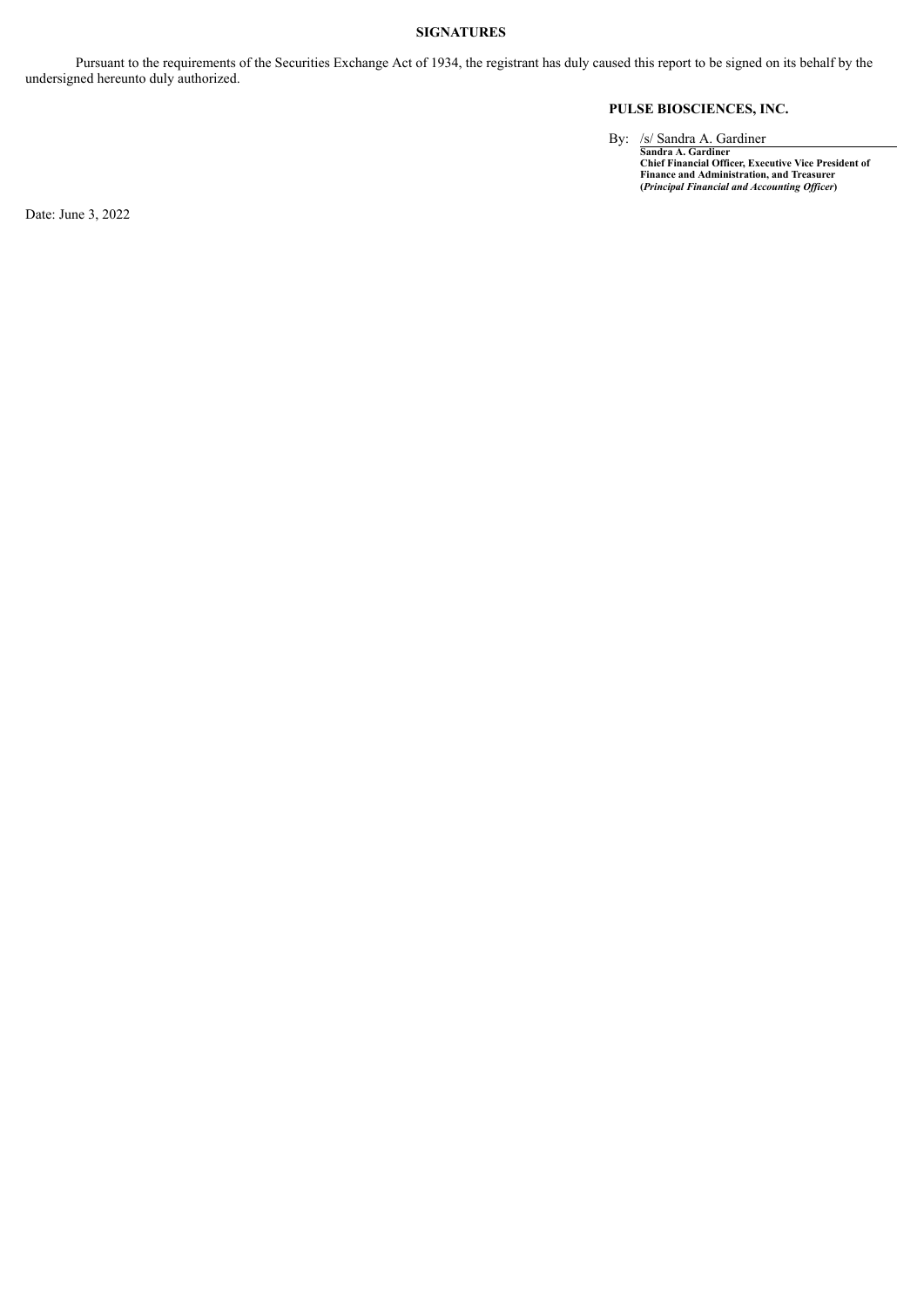**SIGNATURES**

Pursuant to the requirements of the Securities Exchange Act of 1934, the registrant has duly caused this report to be signed on its behalf by the undersigned hereunto duly authorized.

**PULSE BIOSCIENCES, INC.**

By: /s/ Sandra A. Gardiner

**Sandra A. Gardiner**
**Chief Financial Officer, Executive Vice President of Finance and Administration, and Treasurer**
**(*Principal Financial and Accounting Officer*)**

Date: June 3, 2022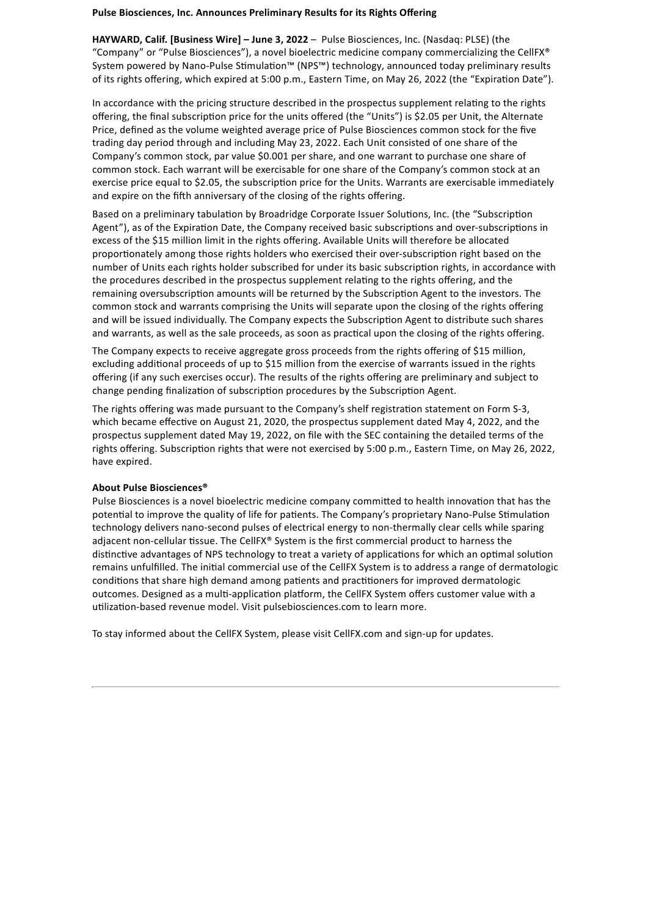**Pulse Biosciences, Inc. Announces Preliminary Results for its Rights Offering**

**HAYWARD, Calif. [Business Wire] – June 3, 2022** – Pulse Biosciences, Inc. (Nasdaq: PLSE) (the "Company" or "Pulse Biosciences"), a novel bioelectric medicine company commercializing the CellFX® System powered by Nano-Pulse Stimulation™ (NPS™) technology, announced today preliminary results of its rights offering, which expired at 5:00 p.m., Eastern Time, on May 26, 2022 (the "Expiration Date").

In accordance with the pricing structure described in the prospectus supplement relating to the rights offering, the final subscription price for the units offered (the "Units") is $2.05 per Unit, the Alternate Price, defined as the volume weighted average price of Pulse Biosciences common stock for the five trading day period through and including May 23, 2022. Each Unit consisted of one share of the Company's common stock, par value $0.001 per share, and one warrant to purchase one share of common stock. Each warrant will be exercisable for one share of the Company's common stock at an exercise price equal to $2.05, the subscription price for the Units. Warrants are exercisable immediately and expire on the fifth anniversary of the closing of the rights offering.

Based on a preliminary tabulation by Broadridge Corporate Issuer Solutions, Inc. (the "Subscription Agent"), as of the Expiration Date, the Company received basic subscriptions and over-subscriptions in excess of the $15 million limit in the rights offering. Available Units will therefore be allocated proportionately among those rights holders who exercised their over-subscription right based on the number of Units each rights holder subscribed for under its basic subscription rights, in accordance with the procedures described in the prospectus supplement relating to the rights offering, and the remaining oversubscription amounts will be returned by the Subscription Agent to the investors. The common stock and warrants comprising the Units will separate upon the closing of the rights offering and will be issued individually. The Company expects the Subscription Agent to distribute such shares and warrants, as well as the sale proceeds, as soon as practical upon the closing of the rights offering.

The Company expects to receive aggregate gross proceeds from the rights offering of $15 million, excluding additional proceeds of up to $15 million from the exercise of warrants issued in the rights offering (if any such exercises occur). The results of the rights offering are preliminary and subject to change pending finalization of subscription procedures by the Subscription Agent.

The rights offering was made pursuant to the Company's shelf registration statement on Form S-3, which became effective on August 21, 2020, the prospectus supplement dated May 4, 2022, and the prospectus supplement dated May 19, 2022, on file with the SEC containing the detailed terms of the rights offering. Subscription rights that were not exercised by 5:00 p.m., Eastern Time, on May 26, 2022, have expired.

**About Pulse Biosciences®**

Pulse Biosciences is a novel bioelectric medicine company committed to health innovation that has the potential to improve the quality of life for patients. The Company's proprietary Nano-Pulse Stimulation technology delivers nano-second pulses of electrical energy to non-thermally clear cells while sparing adjacent non-cellular tissue. The CellFX® System is the first commercial product to harness the distinctive advantages of NPS technology to treat a variety of applications for which an optimal solution remains unfulfilled. The initial commercial use of the CellFX System is to address a range of dermatologic conditions that share high demand among patients and practitioners for improved dermatologic outcomes. Designed as a multi-application platform, the CellFX System offers customer value with a utilization-based revenue model. Visit pulsebiosciences.com to learn more.

To stay informed about the CellFX System, please visit CellFX.com and sign-up for updates.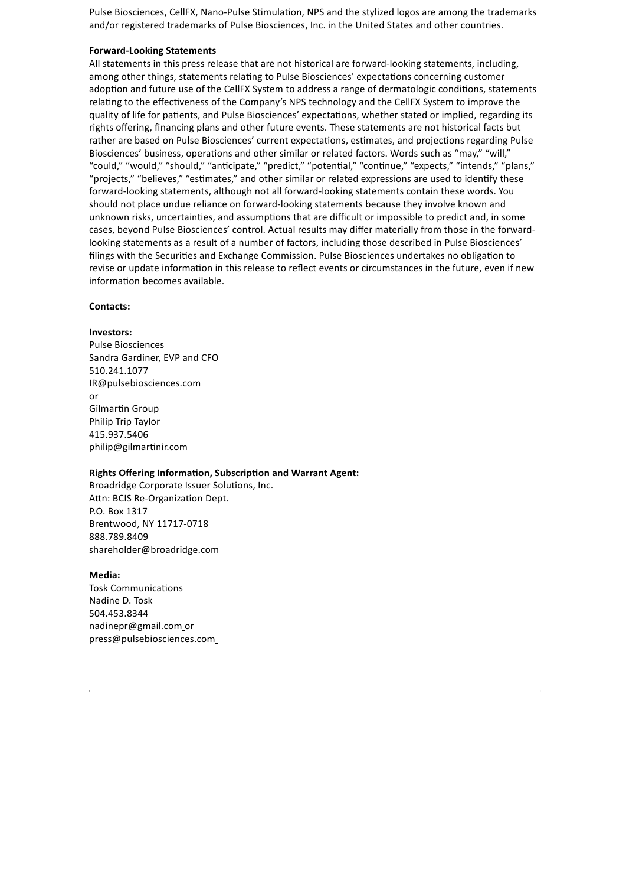Pulse Biosciences, CellFX, Nano-Pulse Stimulation, NPS and the stylized logos are among the trademarks and/or registered trademarks of Pulse Biosciences, Inc. in the United States and other countries.

**Forward-Looking Statements**

All statements in this press release that are not historical are forward-looking statements, including, among other things, statements relating to Pulse Biosciences' expectations concerning customer adoption and future use of the CellFX System to address a range of dermatologic conditions, statements relating to the effectiveness of the Company's NPS technology and the CellFX System to improve the quality of life for patients, and Pulse Biosciences' expectations, whether stated or implied, regarding its rights offering, financing plans and other future events. These statements are not historical facts but rather are based on Pulse Biosciences' current expectations, estimates, and projections regarding Pulse Biosciences' business, operations and other similar or related factors. Words such as "may," "will," "could," "would," "should," "anticipate," "predict," "potential," "continue," "expects," "intends," "plans," "projects," "believes," "estimates," and other similar or related expressions are used to identify these forward-looking statements, although not all forward-looking statements contain these words. You should not place undue reliance on forward-looking statements because they involve known and unknown risks, uncertainties, and assumptions that are difficult or impossible to predict and, in some cases, beyond Pulse Biosciences' control. Actual results may differ materially from those in the forward-looking statements as a result of a number of factors, including those described in Pulse Biosciences' filings with the Securities and Exchange Commission. Pulse Biosciences undertakes no obligation to revise or update information in this release to reflect events or circumstances in the future, even if new information becomes available.

**Contacts:**

**Investors:**
Pulse Biosciences
Sandra Gardiner, EVP and CFO
510.241.1077
IR@pulsebiosciences.com
or
Gilmartin Group
Philip Trip Taylor
415.937.5406
philip@gilmartinir.com

**Rights Offering Information, Subscription and Warrant Agent:**
Broadridge Corporate Issuer Solutions, Inc.
Attn: BCIS Re-Organization Dept.
P.O. Box 1317
Brentwood, NY 11717-0718
888.789.8409
shareholder@broadridge.com

**Media:**
Tosk Communications
Nadine D. Tosk
504.453.8344
nadinepr@gmail.com or
press@pulsebiosciences.com